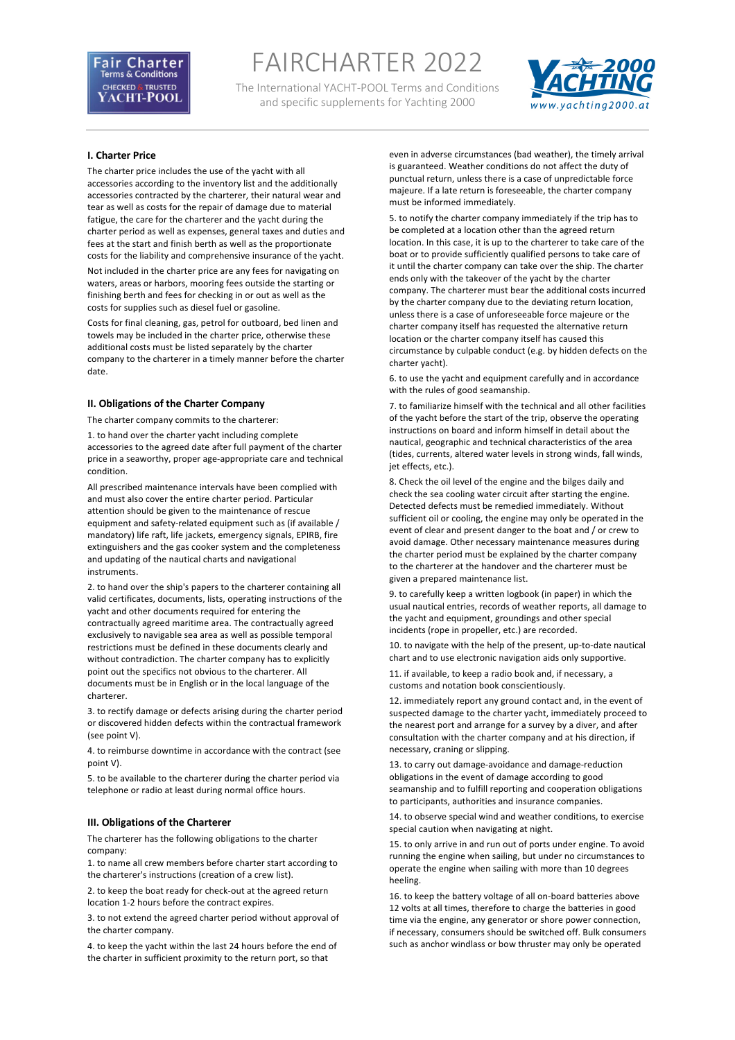# FAIRCHARTER 2022

The International YACHT-POOL Terms and Conditions and specific supplements for Yachting 2000

### I. Charter Price

The charter price includes the use of the yacht with all accessories according to the inventory list and the additionally accessories contracted by the charterer, their natural wear and tear as well as costs for the repair of damage due to material fatigue, the care for the charterer and the yacht during the charter period as well as expenses, general taxes and duties and fees at the start and finish berth as well as the proportionate costs for the liability and comprehensive insurance of the yacht.

Not included in the charter price are any fees for navigating on waters, areas or harbors, mooring fees outside the starting or finishing berth and fees for checking in or out as well as the costs for supplies such as diesel fuel or gasoline.

Costs for final cleaning, gas, petrol for outboard, bed linen and towels may be included in the charter price, otherwise these additional costs must be listed separately by the charter company to the charterer in a timely manner before the charter date.

### II. Obligations of the Charter Company

The charter company commits to the charterer:

1. to hand over the charter yacht including complete accessories to the agreed date after full payment of the charter price in a seaworthy, proper age-appropriate care and technical condition.

All prescribed maintenance intervals have been complied with and must also cover the entire charter period. Particular attention should be given to the maintenance of rescue equipment and safety-related equipment such as (if available / mandatory) life raft, life jackets, emergency signals, EPIRB, fire extinguishers and the gas cooker system and the completeness and updating of the nautical charts and navigational instruments.

2. to hand over the ship's papers to the charterer containing all valid certificates, documents, lists, operating instructions of the yacht and other documents required for entering the contractually agreed maritime area. The contractually agreed exclusively to navigable sea area as well as possible temporal restrictions must be defined in these documents clearly and without contradiction. The charter company has to explicitly point out the specifics not obvious to the charterer. All documents must be in English or in the local language of the charterer.

3. to rectify damage or defects arising during the charter period or discovered hidden defects within the contractual framework (see point V).

4. to reimburse downtime in accordance with the contract (see point V).

5. to be available to the charterer during the charter period via telephone or radio at least during normal office hours.

### III. Obligations of the Charterer

The charterer has the following obligations to the charter company:

1. to name all crew members before charter start according to the charterer's instructions (creation of a crew list).

2. to keep the boat ready for check-out at the agreed return location 1-2 hours before the contract expires.

3. to not extend the agreed charter period without approval of the charter company.

4. to keep the yacht within the last 24 hours before the end of the charter in sufficient proximity to the return port, so that even in adverse circumstances (bad weather), the timely arrival is guaranteed. Weather conditions do not affect the duty of punctual return, unless there is a case of unpredictable force majeure. If a late return is foreseeable, the charter company must be informed immediately.

5. to notify the charter company immediately if the trip has to be completed at a location other than the agreed return location. In this case, it is up to the charterer to take care of the boat or to provide sufficiently qualified persons to take care of it until the charter company can take over the ship. The charter ends only with the takeover of the yacht by the charter company. The charterer must bear the additional costs incurred by the charter company due to the deviating return location, unless there is a case of unforeseeable force majeure or the charter company itself has requested the alternative return location or the charter company itself has caused this circumstance by culpable conduct (e.g. by hidden defects on the charter yacht).

6. to use the yacht and equipment carefully and in accordance with the rules of good seamanship.

7. to familiarize himself with the technical and all other facilities of the yacht before the start of the trip, observe the operating instructions on board and inform himself in detail about the nautical, geographic and technical characteristics of the area (tides, currents, altered water levels in strong winds, fall winds, jet effects, etc.).

8. Check the oil level of the engine and the bilges daily and check the sea cooling water circuit after starting the engine. Detected defects must be remedied immediately. Without sufficient oil or cooling, the engine may only be operated in the event of clear and present danger to the boat and / or crew to avoid damage. Other necessary maintenance measures during the charter period must be explained by the charter company to the charterer at the handover and the charterer must be given a prepared maintenance list.

9. to carefully keep a written logbook (in paper) in which the usual nautical entries, records of weather reports, all damage to the yacht and equipment, groundings and other special incidents (rope in propeller, etc.) are recorded.

10. to navigate with the help of the present, up-to-date nautical chart and to use electronic navigation aids only supportive.

11. if available, to keep a radio book and, if necessary, a customs and notation book conscientiously.

12. immediately report any ground contact and, in the event of suspected damage to the charter yacht, immediately proceed to the nearest port and arrange for a survey by a diver, and after consultation with the charter company and at his direction, if necessary, craning or slipping.

13. to carry out damage-avoidance and damage-reduction obligations in the event of damage according to good seamanship and to fulfill reporting and cooperation obligations to participants, authorities and insurance companies.

14. to observe special wind and weather conditions, to exercise special caution when navigating at night.

15. to only arrive in and run out of ports under engine. To avoid running the engine when sailing, but under no circumstances to operate the engine when sailing with more than 10 degrees heeling.

16. to keep the battery voltage of all on-board batteries above 12 volts at all times, therefore to charge the batteries in good time via the engine, any generator or shore power connection, if necessary, consumers should be switched off. Bulk consumers such as anchor windlass or bow thruster may only be operated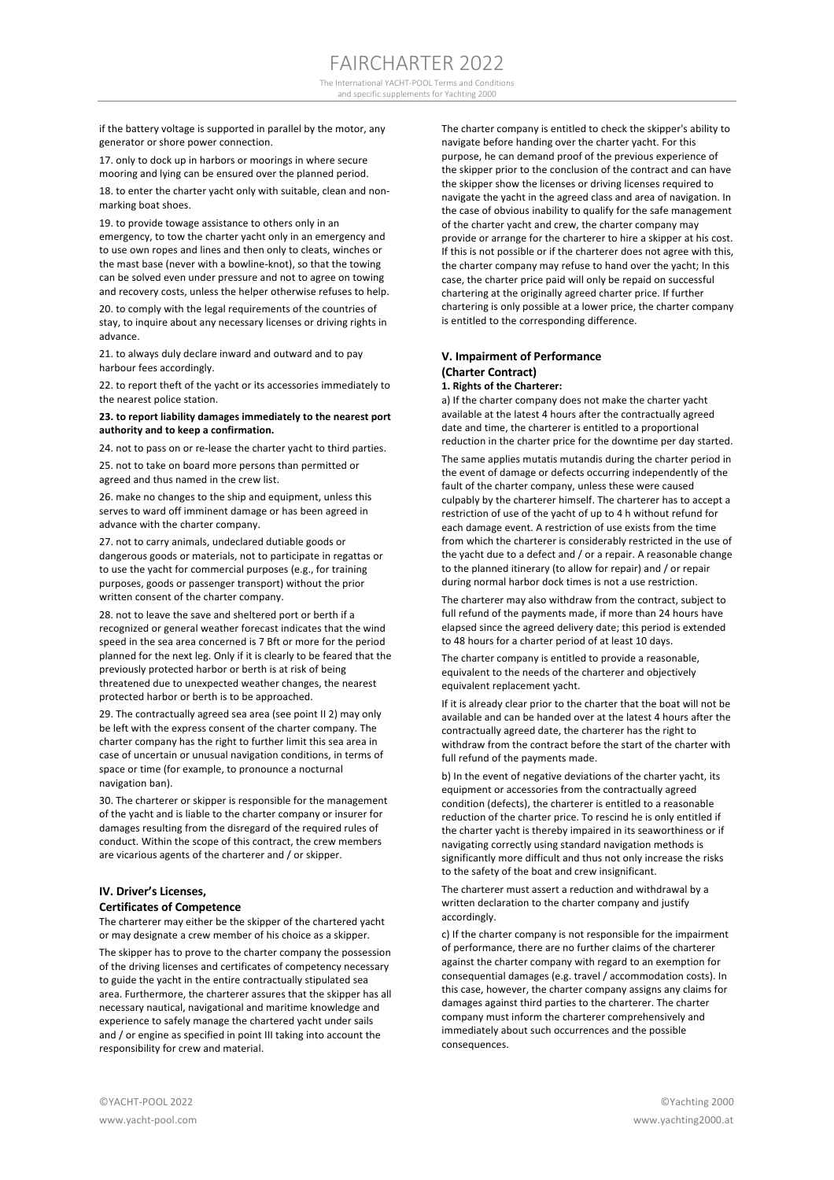if the battery voltage is supported in parallel by the motor, any generator or shore power connection.

17. only to dock up in harbors or moorings in where secure mooring and lying can be ensured over the planned period.

18. to enter the charter yacht only with suitable, clean and non-marking boat shoes.

19. to provide towage assistance to others only in an emergency, to tow the charter yacht only in an emergency and to use own ropes and lines and then only to cleats, winches or the mast base (never with a bowline-knot), so that the towing can be solved even under pressure and not to agree on towing and recovery costs, unless the helper otherwise refuses to help.

20. to comply with the legal requirements of the countries of stay, to inquire about any necessary licenses or driving rights in advance.

21. to always duly declare inward and outward and to pay harbour fees accordingly.

22. to report theft of the yacht or its accessories immediately to the nearest police station.

**23. to report liability damages immediately to the nearest port authority and to keep a confirmation.**

24. not to pass on or re-lease the charter yacht to third parties.

25. not to take on board more persons than permitted or agreed and thus named in the crew list.

26. make no changes to the ship and equipment, unless this serves to ward off imminent damage or has been agreed in advance with the charter company.

27. not to carry animals, undeclared dutiable goods or dangerous goods or materials, not to participate in regattas or to use the yacht for commercial purposes (e.g., for training purposes, goods or passenger transport) without the prior written consent of the charter company.

28. not to leave the save and sheltered port or berth if a recognized or general weather forecast indicates that the wind speed in the sea area concerned is 7 Bft or more for the period planned for the next leg. Only if it is clearly to be feared that the previously protected harbor or berth is at risk of being threatened due to unexpected weather changes, the nearest protected harbor or berth is to be approached.

29. The contractually agreed sea area (see point II 2) may only be left with the express consent of the charter company. The charter company has the right to further limit this sea area in case of uncertain or unusual navigation conditions, in terms of space or time (for example, to pronounce a nocturnal navigation ban).

30. The charterer or skipper is responsible for the management of the yacht and is liable to the charter company or insurer for damages resulting from the disregard of the required rules of conduct. Within the scope of this contract, the crew members are vicarious agents of the charterer and / or skipper.

## IV. Driver's Licenses, Certificates of Competence

The charterer may either be the skipper of the chartered yacht or may designate a crew member of his choice as a skipper.

The skipper has to prove to the charter company the possession of the driving licenses and certificates of competency necessary to guide the yacht in the entire contractually stipulated sea area. Furthermore, the charterer assures that the skipper has all necessary nautical, navigational and maritime knowledge and experience to safely manage the chartered yacht under sails and / or engine as specified in point III taking into account the responsibility for crew and material.

The charter company is entitled to check the skipper's ability to navigate before handing over the charter yacht. For this purpose, he can demand proof of the previous experience of the skipper prior to the conclusion of the contract and can have the skipper show the licenses or driving licenses required to navigate the yacht in the agreed class and area of navigation. In the case of obvious inability to qualify for the safe management of the charter yacht and crew, the charter company may provide or arrange for the charterer to hire a skipper at his cost. If this is not possible or if the charterer does not agree with this, the charter company may refuse to hand over the yacht; In this case, the charter price paid will only be repaid on successful chartering at the originally agreed charter price. If further chartering is only possible at a lower price, the charter company is entitled to the corresponding difference.

## V. Impairment of Performance (Charter Contract)

**1. Rights of the Charterer:**

a) If the charter company does not make the charter yacht available at the latest 4 hours after the contractually agreed date and time, the charterer is entitled to a proportional reduction in the charter price for the downtime per day started.

The same applies mutatis mutandis during the charter period in the event of damage or defects occurring independently of the fault of the charter company, unless these were caused culpably by the charterer himself. The charterer has to accept a restriction of use of the yacht of up to 4 h without refund for each damage event. A restriction of use exists from the time from which the charterer is considerably restricted in the use of the yacht due to a defect and / or a repair. A reasonable change to the planned itinerary (to allow for repair) and / or repair during normal harbor dock times is not a use restriction.

The charterer may also withdraw from the contract, subject to full refund of the payments made, if more than 24 hours have elapsed since the agreed delivery date; this period is extended to 48 hours for a charter period of at least 10 days.

The charter company is entitled to provide a reasonable, equivalent to the needs of the charterer and objectively equivalent replacement yacht.

If it is already clear prior to the charter that the boat will not be available and can be handed over at the latest 4 hours after the contractually agreed date, the charterer has the right to withdraw from the contract before the start of the charter with full refund of the payments made.

b) In the event of negative deviations of the charter yacht, its equipment or accessories from the contractually agreed condition (defects), the charterer is entitled to a reasonable reduction of the charter price. To rescind he is only entitled if the charter yacht is thereby impaired in its seaworthiness or if navigating correctly using standard navigation methods is significantly more difficult and thus not only increase the risks to the safety of the boat and crew insignificant.

The charterer must assert a reduction and withdrawal by a written declaration to the charter company and justify accordingly.

c) If the charter company is not responsible for the impairment of performance, there are no further claims of the charterer against the charter company with regard to an exemption for consequential damages (e.g. travel / accommodation costs). In this case, however, the charter company assigns any claims for damages against third parties to the charterer. The charter company must inform the charterer comprehensively and immediately about such occurrences and the possible consequences.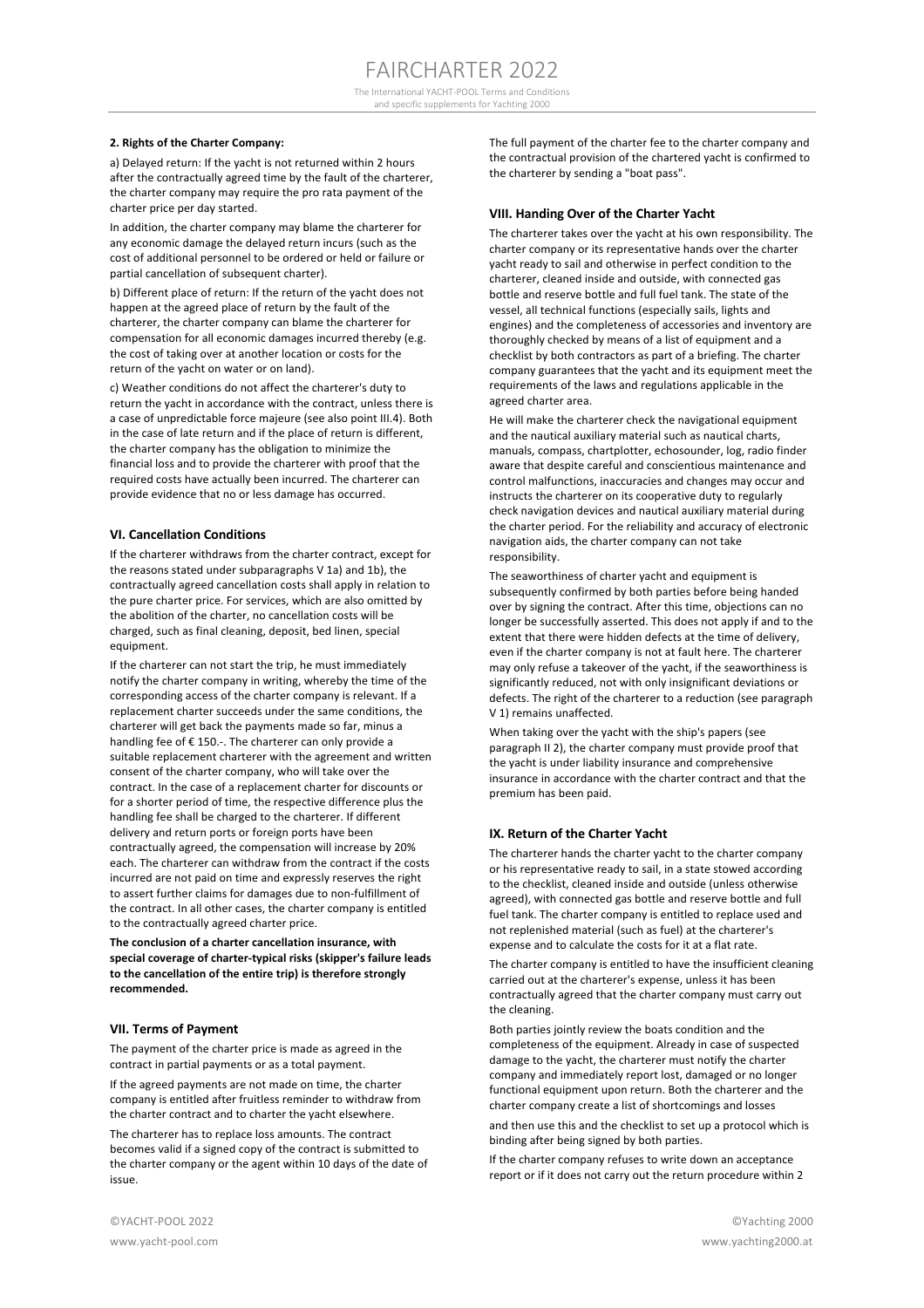**2. Rights of the Charter Company:**

a) Delayed return: If the yacht is not returned within 2 hours after the contractually agreed time by the fault of the charterer, the charter company may require the pro rata payment of the charter price per day started.

In addition, the charter company may blame the charterer for any economic damage the delayed return incurs (such as the cost of additional personnel to be ordered or held or failure or partial cancellation of subsequent charter).

b) Different place of return: If the return of the yacht does not happen at the agreed place of return by the fault of the charterer, the charter company can blame the charterer for compensation for all economic damages incurred thereby (e.g. the cost of taking over at another location or costs for the return of the yacht on water or on land).

c) Weather conditions do not affect the charterer's duty to return the yacht in accordance with the contract, unless there is a case of unpredictable force majeure (see also point III.4). Both in the case of late return and if the place of return is different, the charter company has the obligation to minimize the financial loss and to provide the charterer with proof that the required costs have actually been incurred. The charterer can provide evidence that no or less damage has occurred.

### VI. Cancellation Conditions

If the charterer withdraws from the charter contract, except for the reasons stated under subparagraphs V 1a) and 1b), the contractually agreed cancellation costs shall apply in relation to the pure charter price. For services, which are also omitted by the abolition of the charter, no cancellation costs will be charged, such as final cleaning, deposit, bed linen, special equipment.

If the charterer can not start the trip, he must immediately notify the charter company in writing, whereby the time of the corresponding access of the charter company is relevant. If a replacement charter succeeds under the same conditions, the charterer will get back the payments made so far, minus a handling fee of € 150.-. The charterer can only provide a suitable replacement charterer with the agreement and written consent of the charter company, who will take over the contract. In the case of a replacement charter for discounts or for a shorter period of time, the respective difference plus the handling fee shall be charged to the charterer. If different delivery and return ports or foreign ports have been contractually agreed, the compensation will increase by 20% each. The charterer can withdraw from the contract if the costs incurred are not paid on time and expressly reserves the right to assert further claims for damages due to non-fulfillment of the contract. In all other cases, the charter company is entitled to the contractually agreed charter price.

**The conclusion of a charter cancellation insurance, with special coverage of charter-typical risks (skipper's failure leads to the cancellation of the entire trip) is therefore strongly recommended.**

### VII. Terms of Payment

The payment of the charter price is made as agreed in the contract in partial payments or as a total payment.

If the agreed payments are not made on time, the charter company is entitled after fruitless reminder to withdraw from the charter contract and to charter the yacht elsewhere.

The charterer has to replace loss amounts. The contract becomes valid if a signed copy of the contract is submitted to the charter company or the agent within 10 days of the date of issue.

The full payment of the charter fee to the charter company and the contractual provision of the chartered yacht is confirmed to the charterer by sending a "boat pass".

### VIII. Handing Over of the Charter Yacht

The charterer takes over the yacht at his own responsibility. The charter company or its representative hands over the charter yacht ready to sail and otherwise in perfect condition to the charterer, cleaned inside and outside, with connected gas bottle and reserve bottle and full fuel tank. The state of the vessel, all technical functions (especially sails, lights and engines) and the completeness of accessories and inventory are thoroughly checked by means of a list of equipment and a checklist by both contractors as part of a briefing. The charter company guarantees that the yacht and its equipment meet the requirements of the laws and regulations applicable in the agreed charter area.

He will make the charterer check the navigational equipment and the nautical auxiliary material such as nautical charts, manuals, compass, chartplotter, echosounder, log, radio finder aware that despite careful and conscientious maintenance and control malfunctions, inaccuracies and changes may occur and instructs the charterer on its cooperative duty to regularly check navigation devices and nautical auxiliary material during the charter period. For the reliability and accuracy of electronic navigation aids, the charter company can not take responsibility.

The seaworthiness of charter yacht and equipment is subsequently confirmed by both parties before being handed over by signing the contract. After this time, objections can no longer be successfully asserted. This does not apply if and to the extent that there were hidden defects at the time of delivery, even if the charter company is not at fault here. The charterer may only refuse a takeover of the yacht, if the seaworthiness is significantly reduced, not with only insignificant deviations or defects. The right of the charterer to a reduction (see paragraph V 1) remains unaffected.

When taking over the yacht with the ship's papers (see paragraph II 2), the charter company must provide proof that the yacht is under liability insurance and comprehensive insurance in accordance with the charter contract and that the premium has been paid.

### IX. Return of the Charter Yacht

The charterer hands the charter yacht to the charter company or his representative ready to sail, in a state stowed according to the checklist, cleaned inside and outside (unless otherwise agreed), with connected gas bottle and reserve bottle and full fuel tank. The charter company is entitled to replace used and not replenished material (such as fuel) at the charterer's expense and to calculate the costs for it at a flat rate.

The charter company is entitled to have the insufficient cleaning carried out at the charterer's expense, unless it has been contractually agreed that the charter company must carry out the cleaning.

Both parties jointly review the boats condition and the completeness of the equipment. Already in case of suspected damage to the yacht, the charterer must notify the charter company and immediately report lost, damaged or no longer functional equipment upon return. Both the charterer and the charter company create a list of shortcomings and losses

and then use this and the checklist to set up a protocol which is binding after being signed by both parties.

If the charter company refuses to write down an acceptance report or if it does not carry out the return procedure within 2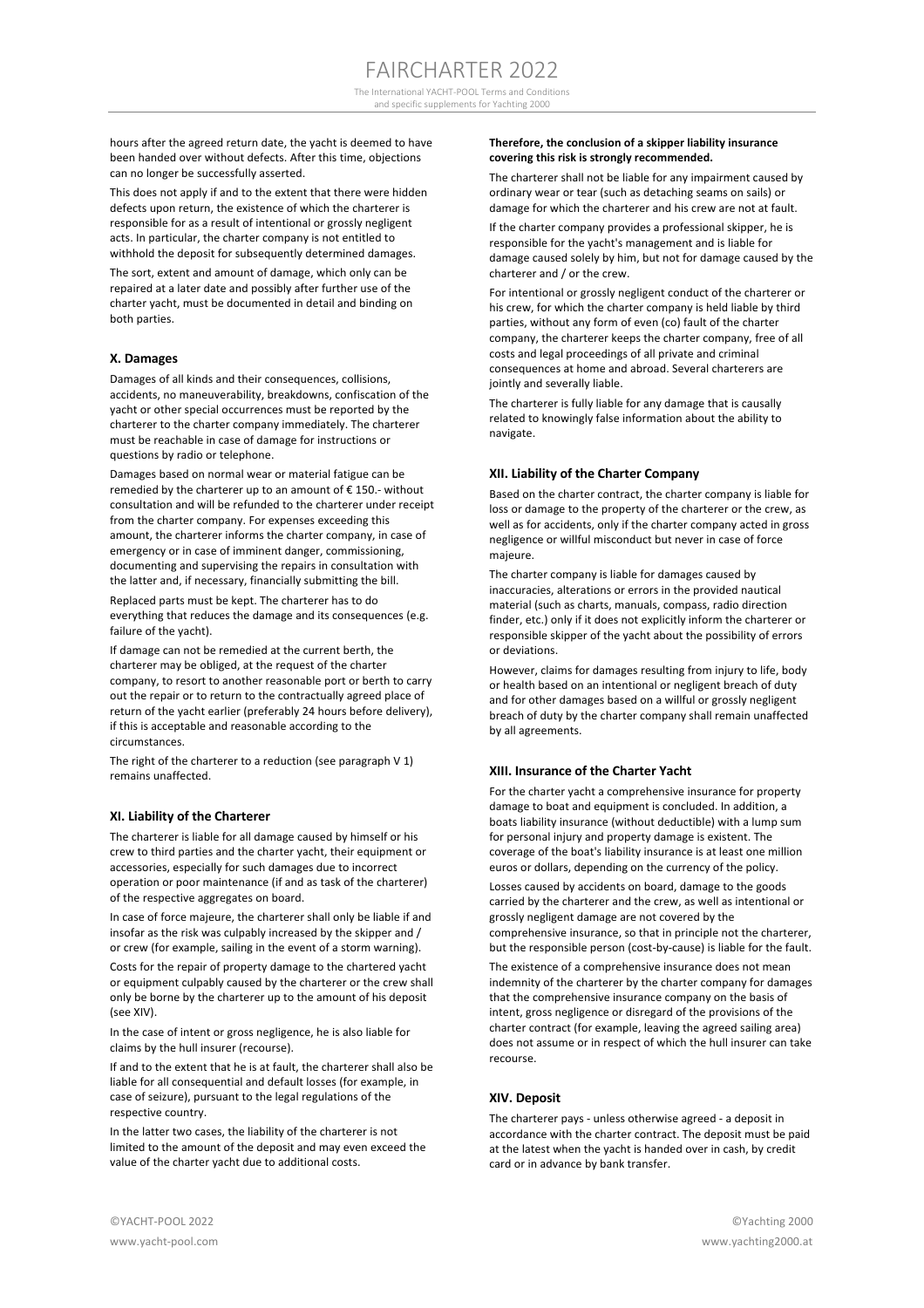hours after the agreed return date, the yacht is deemed to have been handed over without defects. After this time, objections can no longer be successfully asserted.

This does not apply if and to the extent that there were hidden defects upon return, the existence of which the charterer is responsible for as a result of intentional or grossly negligent acts. In particular, the charter company is not entitled to withhold the deposit for subsequently determined damages.

The sort, extent and amount of damage, which only can be repaired at a later date and possibly after further use of the charter yacht, must be documented in detail and binding on both parties.

## X. Damages

Damages of all kinds and their consequences, collisions, accidents, no maneuverability, breakdowns, confiscation of the yacht or other special occurrences must be reported by the charterer to the charter company immediately. The charterer must be reachable in case of damage for instructions or questions by radio or telephone.

Damages based on normal wear or material fatigue can be remedied by the charterer up to an amount of € 150.- without consultation and will be refunded to the charterer under receipt from the charter company. For expenses exceeding this amount, the charterer informs the charter company, in case of emergency or in case of imminent danger, commissioning, documenting and supervising the repairs in consultation with the latter and, if necessary, financially submitting the bill.

Replaced parts must be kept. The charterer has to do everything that reduces the damage and its consequences (e.g. failure of the yacht).

If damage can not be remedied at the current berth, the charterer may be obliged, at the request of the charter company, to resort to another reasonable port or berth to carry out the repair or to return to the contractually agreed place of return of the yacht earlier (preferably 24 hours before delivery), if this is acceptable and reasonable according to the circumstances.

The right of the charterer to a reduction (see paragraph V 1) remains unaffected.

## XI. Liability of the Charterer

The charterer is liable for all damage caused by himself or his crew to third parties and the charter yacht, their equipment or accessories, especially for such damages due to incorrect operation or poor maintenance (if and as task of the charterer) of the respective aggregates on board.

In case of force majeure, the charterer shall only be liable if and insofar as the risk was culpably increased by the skipper and / or crew (for example, sailing in the event of a storm warning).

Costs for the repair of property damage to the chartered yacht or equipment culpably caused by the charterer or the crew shall only be borne by the charterer up to the amount of his deposit (see XIV).

In the case of intent or gross negligence, he is also liable for claims by the hull insurer (recourse).

If and to the extent that he is at fault, the charterer shall also be liable for all consequential and default losses (for example, in case of seizure), pursuant to the legal regulations of the respective country.

In the latter two cases, the liability of the charterer is not limited to the amount of the deposit and may even exceed the value of the charter yacht due to additional costs.

**Therefore, the conclusion of a skipper liability insurance covering this risk is strongly recommended.**

The charterer shall not be liable for any impairment caused by ordinary wear or tear (such as detaching seams on sails) or damage for which the charterer and his crew are not at fault.

If the charter company provides a professional skipper, he is responsible for the yacht's management and is liable for damage caused solely by him, but not for damage caused by the charterer and / or the crew.

For intentional or grossly negligent conduct of the charterer or his crew, for which the charter company is held liable by third parties, without any form of even (co) fault of the charter company, the charterer keeps the charter company, free of all costs and legal proceedings of all private and criminal consequences at home and abroad. Several charterers are jointly and severally liable.

The charterer is fully liable for any damage that is causally related to knowingly false information about the ability to navigate.

## XII. Liability of the Charter Company

Based on the charter contract, the charter company is liable for loss or damage to the property of the charterer or the crew, as well as for accidents, only if the charter company acted in gross negligence or willful misconduct but never in case of force majeure.

The charter company is liable for damages caused by inaccuracies, alterations or errors in the provided nautical material (such as charts, manuals, compass, radio direction finder, etc.) only if it does not explicitly inform the charterer or responsible skipper of the yacht about the possibility of errors or deviations.

However, claims for damages resulting from injury to life, body or health based on an intentional or negligent breach of duty and for other damages based on a willful or grossly negligent breach of duty by the charter company shall remain unaffected by all agreements.

## XIII. Insurance of the Charter Yacht

For the charter yacht a comprehensive insurance for property damage to boat and equipment is concluded. In addition, a boats liability insurance (without deductible) with a lump sum for personal injury and property damage is existent. The coverage of the boat's liability insurance is at least one million euros or dollars, depending on the currency of the policy.

Losses caused by accidents on board, damage to the goods carried by the charterer and the crew, as well as intentional or grossly negligent damage are not covered by the comprehensive insurance, so that in principle not the charterer, but the responsible person (cost-by-cause) is liable for the fault.

The existence of a comprehensive insurance does not mean indemnity of the charterer by the charter company for damages that the comprehensive insurance company on the basis of intent, gross negligence or disregard of the provisions of the charter contract (for example, leaving the agreed sailing area) does not assume or in respect of which the hull insurer can take recourse.

## XIV. Deposit

The charterer pays - unless otherwise agreed - a deposit in accordance with the charter contract. The deposit must be paid at the latest when the yacht is handed over in cash, by credit card or in advance by bank transfer.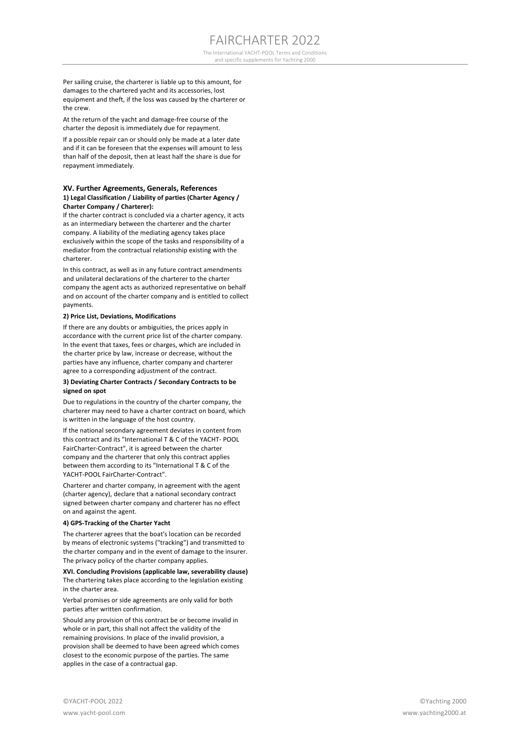Per sailing cruise, the charterer is liable up to this amount, for damages to the chartered yacht and its accessories, lost equipment and theft, if the loss was caused by the charterer or the crew.

At the return of the yacht and damage-free course of the charter the deposit is immediately due for repayment.

If a possible repair can or should only be made at a later date and if it can be foreseen that the expenses will amount to less than half of the deposit, then at least half the share is due for repayment immediately.

## XV. Further Agreements, Generals, References

**1) Legal Classification / Liability of parties (Charter Agency / Charter Company / Charterer):**

If the charter contract is concluded via a charter agency, it acts as an intermediary between the charterer and the charter company. A liability of the mediating agency takes place exclusively within the scope of the tasks and responsibility of a mediator from the contractual relationship existing with the charterer.

In this contract, as well as in any future contract amendments and unilateral declarations of the charterer to the charter company the agent acts as authorized representative on behalf and on account of the charter company and is entitled to collect payments.

**2) Price List, Deviations, Modifications**

If there are any doubts or ambiguities, the prices apply in accordance with the current price list of the charter company. In the event that taxes, fees or charges, which are included in the charter price by law, increase or decrease, without the parties have any influence, charter company and charterer agree to a corresponding adjustment of the contract.

**3) Deviating Charter Contracts / Secondary Contracts to be signed on spot**

Due to regulations in the country of the charter company, the charterer may need to have a charter contract on board, which is written in the language of the host country.

If the national secondary agreement deviates in content from this contract and its "International T & C of the YACHT- POOL FairCharter-Contract", it is agreed between the charter company and the charterer that only this contract applies between them according to its "International T & C of the YACHT-POOL FairCharter-Contract".

Charterer and charter company, in agreement with the agent (charter agency), declare that a national secondary contract signed between charter company and charterer has no effect on and against the agent.

**4) GPS-Tracking of the Charter Yacht**

The charterer agrees that the boat's location can be recorded by means of electronic systems ("tracking") and transmitted to the charter company and in the event of damage to the insurer. The privacy policy of the charter company applies.

## XVI. Concluding Provisions (applicable law, severability clause)

The chartering takes place according to the legislation existing in the charter area.

Verbal promises or side agreements are only valid for both parties after written confirmation.

Should any provision of this contract be or become invalid in whole or in part, this shall not affect the validity of the remaining provisions. In place of the invalid provision, a provision shall be deemed to have been agreed which comes closest to the economic purpose of the parties. The same applies in the case of a contractual gap.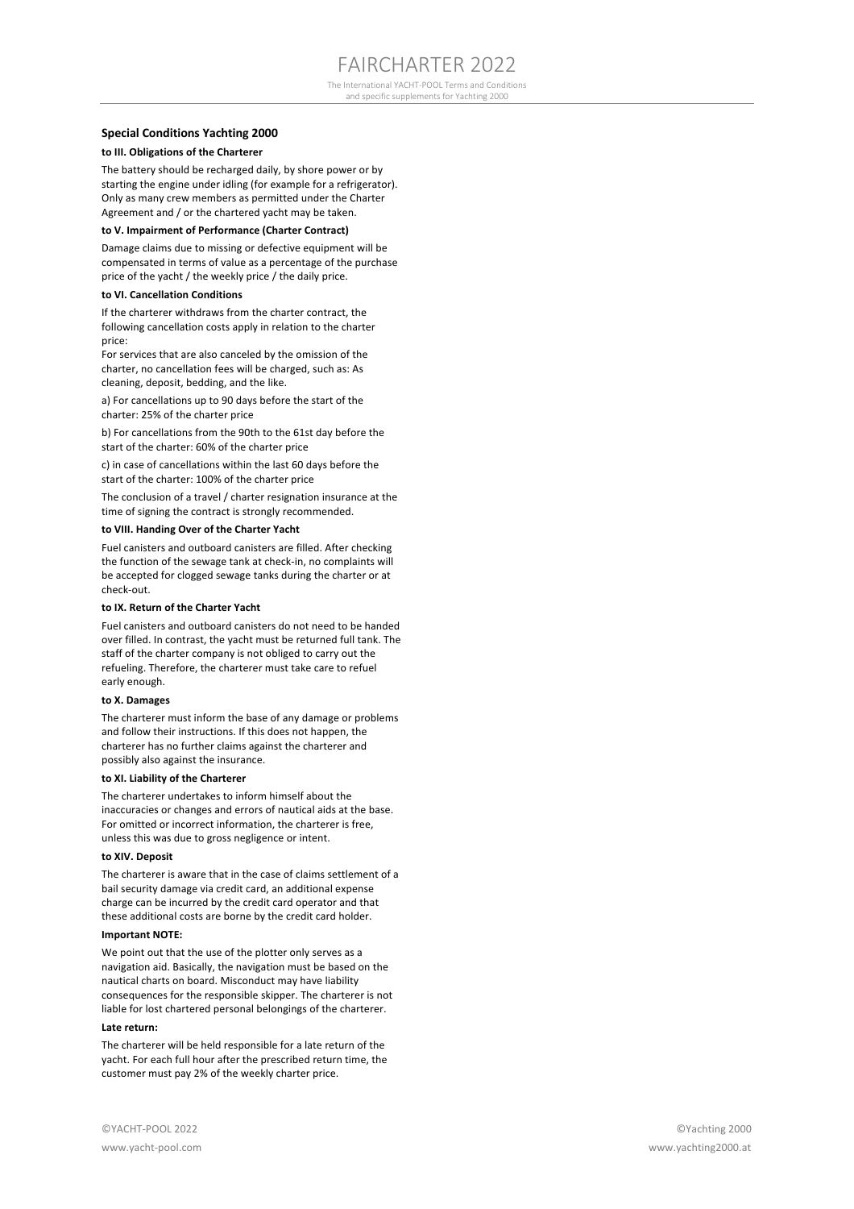## Special Conditions Yachting 2000

### to III. Obligations of the Charterer

The battery should be recharged daily, by shore power or by starting the engine under idling (for example for a refrigerator). Only as many crew members as permitted under the Charter Agreement and / or the chartered yacht may be taken.

### to V. Impairment of Performance (Charter Contract)

Damage claims due to missing or defective equipment will be compensated in terms of value as a percentage of the purchase price of the yacht / the weekly price / the daily price.

### to VI. Cancellation Conditions

If the charterer withdraws from the charter contract, the following cancellation costs apply in relation to the charter price:
For services that are also canceled by the omission of the charter, no cancellation fees will be charged, such as: As cleaning, deposit, bedding, and the like.

a) For cancellations up to 90 days before the start of the charter: 25% of the charter price

b) For cancellations from the 90th to the 61st day before the start of the charter: 60% of the charter price

c) in case of cancellations within the last 60 days before the start of the charter: 100% of the charter price

The conclusion of a travel / charter resignation insurance at the time of signing the contract is strongly recommended.

### to VIII. Handing Over of the Charter Yacht

Fuel canisters and outboard canisters are filled. After checking the function of the sewage tank at check-in, no complaints will be accepted for clogged sewage tanks during the charter or at check-out.

### to IX. Return of the Charter Yacht

Fuel canisters and outboard canisters do not need to be handed over filled. In contrast, the yacht must be returned full tank. The staff of the charter company is not obliged to carry out the refueling. Therefore, the charterer must take care to refuel early enough.

### to X. Damages

The charterer must inform the base of any damage or problems and follow their instructions. If this does not happen, the charterer has no further claims against the charterer and possibly also against the insurance.

### to XI. Liability of the Charterer

The charterer undertakes to inform himself about the inaccuracies or changes and errors of nautical aids at the base. For omitted or incorrect information, the charterer is free, unless this was due to gross negligence or intent.

### to XIV. Deposit

The charterer is aware that in the case of claims settlement of a bail security damage via credit card, an additional expense charge can be incurred by the credit card operator and that these additional costs are borne by the credit card holder.

### Important NOTE:

We point out that the use of the plotter only serves as a navigation aid. Basically, the navigation must be based on the nautical charts on board. Misconduct may have liability consequences for the responsible skipper. The charterer is not liable for lost chartered personal belongings of the charterer.

### Late return:

The charterer will be held responsible for a late return of the yacht. For each full hour after the prescribed return time, the customer must pay 2% of the weekly charter price.